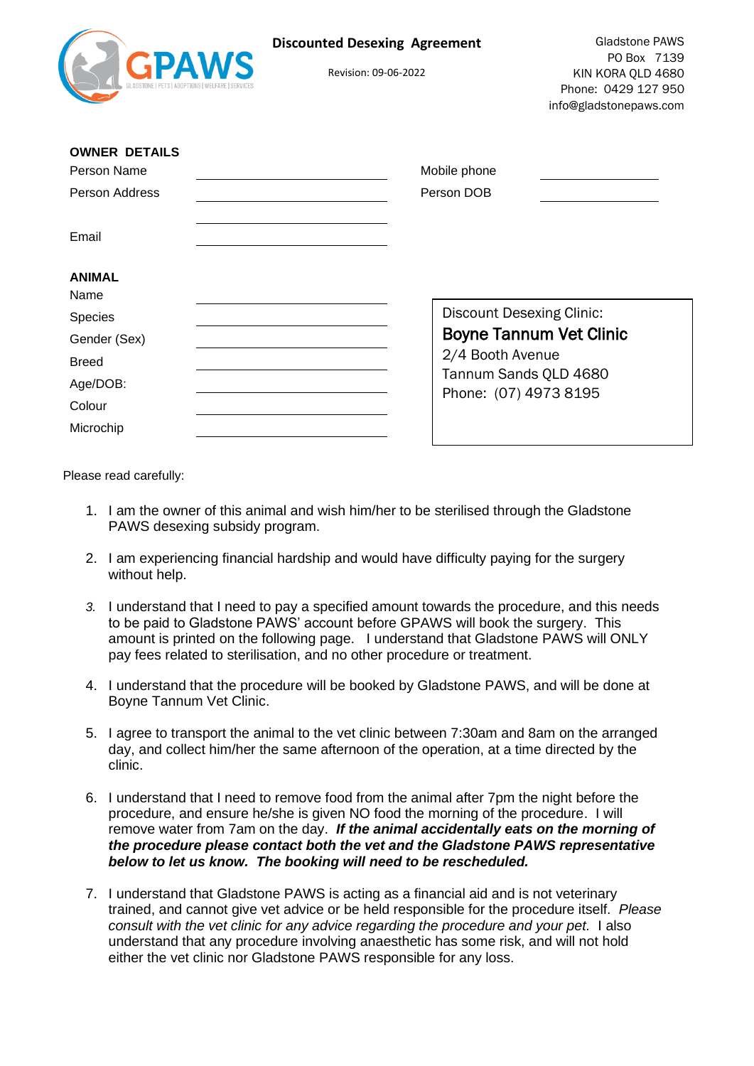# Discounted Desexing Agreement

Revision: 09-06-2022

Gladstone PAWS
PO Box 7139
KIN KORA QLD 4680
Phone: 0429 127 950
info@gladstonepaws.com

**OWNER DETAILS**

| | | | |
|---|---|---|---|
| Person Name | ______________ | Mobile phone | ______________ |
| Person Address | ______________ | Person DOB | ______________ |
| | ______________ | | |
| Email | ______________ | | |

**ANIMAL**

| | |
|---|---|
| Name | ______________ |
| Species | ______________ |
| Gender (Sex) | ______________ |
| Breed | ______________ |
| Age/DOB: | ______________ |
| Colour | ______________ |
| Microchip | ______________ |

Discount Desexing Clinic:
**Boyne Tannum Vet Clinic**
2/4 Booth Avenue
Tannum Sands QLD 4680
Phone: (07) 4973 8195

Please read carefully:

1. I am the owner of this animal and wish him/her to be sterilised through the Gladstone PAWS desexing subsidy program.
2. I am experiencing financial hardship and would have difficulty paying for the surgery without help.
3. I understand that I need to pay a specified amount towards the procedure, and this needs to be paid to Gladstone PAWS' account before GPAWS will book the surgery. This amount is printed on the following page. I understand that Gladstone PAWS will ONLY pay fees related to sterilisation, and no other procedure or treatment.
4. I understand that the procedure will be booked by Gladstone PAWS, and will be done at Boyne Tannum Vet Clinic.
5. I agree to transport the animal to the vet clinic between 7:30am and 8am on the arranged day, and collect him/her the same afternoon of the operation, at a time directed by the clinic.
6. I understand that I need to remove food from the animal after 7pm the night before the procedure, and ensure he/she is given NO food the morning of the procedure. I will remove water from 7am on the day. ***If the animal accidentally eats on the morning of the procedure please contact both the vet and the Gladstone PAWS representative below to let us know. The booking will need to be rescheduled.***
7. I understand that Gladstone PAWS is acting as a financial aid and is not veterinary trained, and cannot give vet advice or be held responsible for the procedure itself. *Please consult with the vet clinic for any advice regarding the procedure and your pet.* I also understand that any procedure involving anaesthetic has some risk, and will not hold either the vet clinic nor Gladstone PAWS responsible for any loss.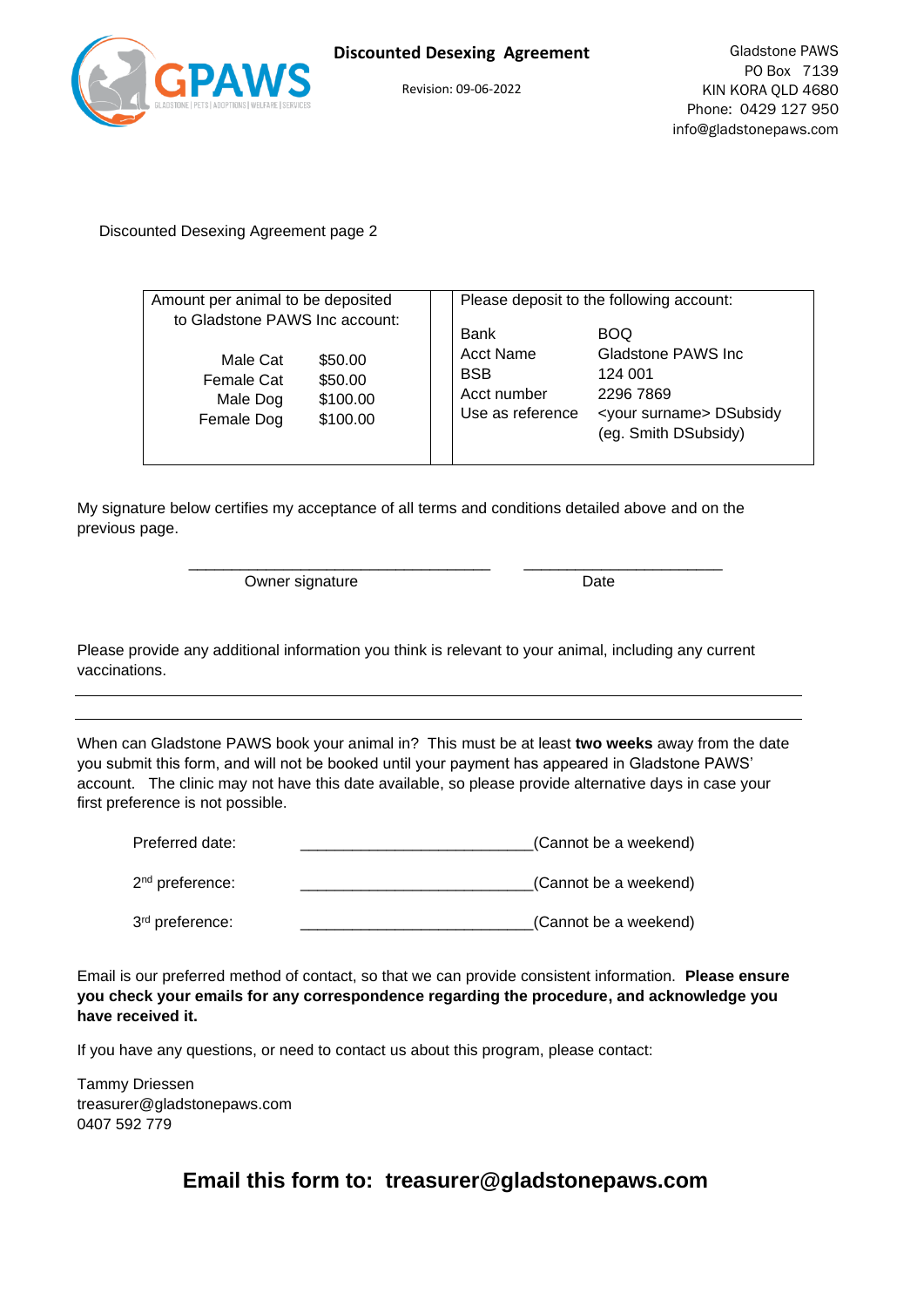Discounted Desexing Agreement page 2

| Amount per animal to be deposited to Gladstone PAWS Inc account: | | Please deposit to the following account: | |
|---|---|---|---|
| Male Cat | $50.00 | Bank | BOQ |
| Female Cat | $50.00 | Acct Name | Gladstone PAWS Inc |
| Male Dog | $100.00 | BSB | 124 001 |
| Female Dog | $100.00 | Acct number | 2296 7869 |
| | | Use as reference | <your surname> DSubsidy (eg. Smith DSubsidy) |

My signature below certifies my acceptance of all terms and conditions detailed above and on the previous page.

\_\_\_\_\_\_\_\_\_\_\_\_\_\_\_\_\_\_\_\_\_\_\_\_\_\_\_\_\_\_\_\_\_\_\_\_ \_\_\_\_\_\_\_\_\_\_\_\_\_\_\_\_\_\_\_\_\_\_\_\_

Owner signature Date

Please provide any additional information you think is relevant to your animal, including any current vaccinations.

---

---

When can Gladstone PAWS book your animal in? This must be at least **two weeks** away from the date you submit this form, and will not be booked until your payment has appeared in Gladstone PAWS' account. The clinic may not have this date available, so please provide alternative days in case your first preference is not possible.

Preferred date: \_\_\_\_\_\_\_\_\_\_\_\_\_\_\_\_\_\_\_\_\_\_\_\_\_\_\_(Cannot be a weekend)

2nd preference: \_\_\_\_\_\_\_\_\_\_\_\_\_\_\_\_\_\_\_\_\_\_\_\_\_\_\_(Cannot be a weekend)

3rd preference: \_\_\_\_\_\_\_\_\_\_\_\_\_\_\_\_\_\_\_\_\_\_\_\_\_\_\_(Cannot be a weekend)

Email is our preferred method of contact, so that we can provide consistent information. **Please ensure you check your emails for any correspondence regarding the procedure, and acknowledge you have received it.**

If you have any questions, or need to contact us about this program, please contact:

Tammy Driessen
treasurer@gladstonepaws.com
0407 592 779

## Email this form to: treasurer@gladstonepaws.com